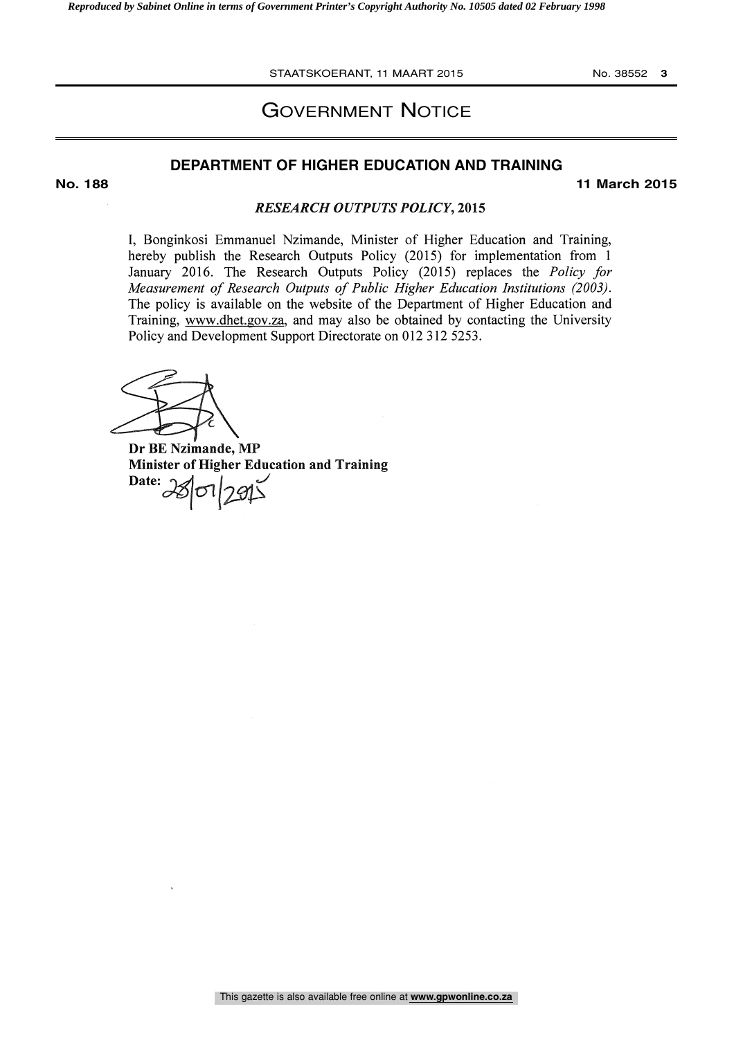# Government Notice

## DEPARTMENT OF HIGHER EDUCATION AND TRAINING

**No. 188** **11 March 2015**

### *RESEARCH OUTPUTS POLICY*, 2015

I, Bonginkosi Emmanuel Nzimande, Minister of Higher Education and Training, hereby publish the Research Outputs Policy (2015) for implementation from 1 January 2016. The Research Outputs Policy (2015) replaces the *Policy for Measurement of Research Outputs of Public Higher Education Institutions (2003)*. The policy is available on the website of the Department of Higher Education and Training, www.dhet.gov.za, and may also be obtained by contacting the University Policy and Development Support Directorate on 012 312 5253.

**Dr BE Nzimande, MP**
**Minister of Higher Education and Training**
**Date:** 28/01/2015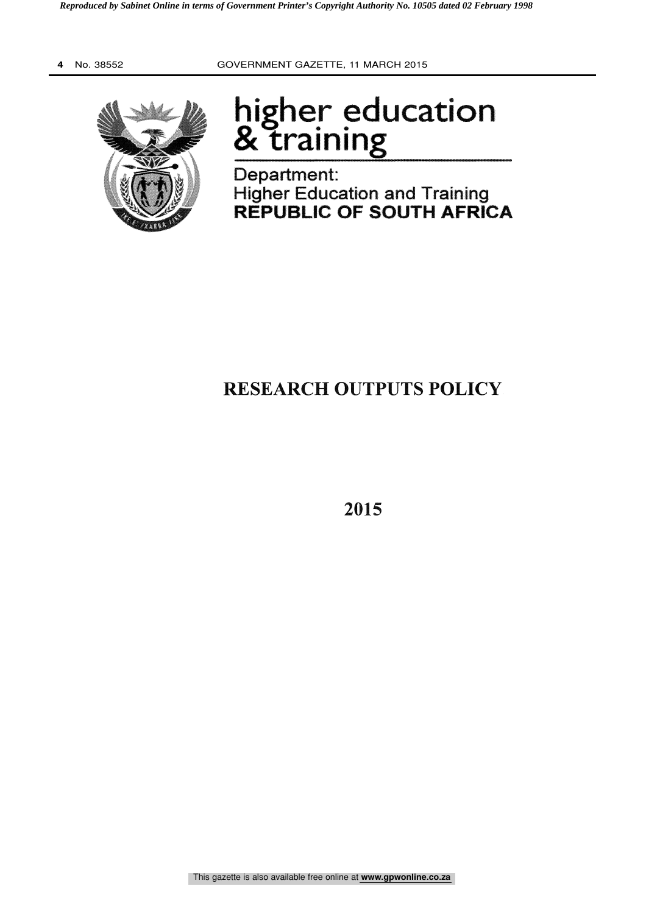# higher education & training

Department:
Higher Education and Training
**REPUBLIC OF SOUTH AFRICA**

# RESEARCH OUTPUTS POLICY

## 2015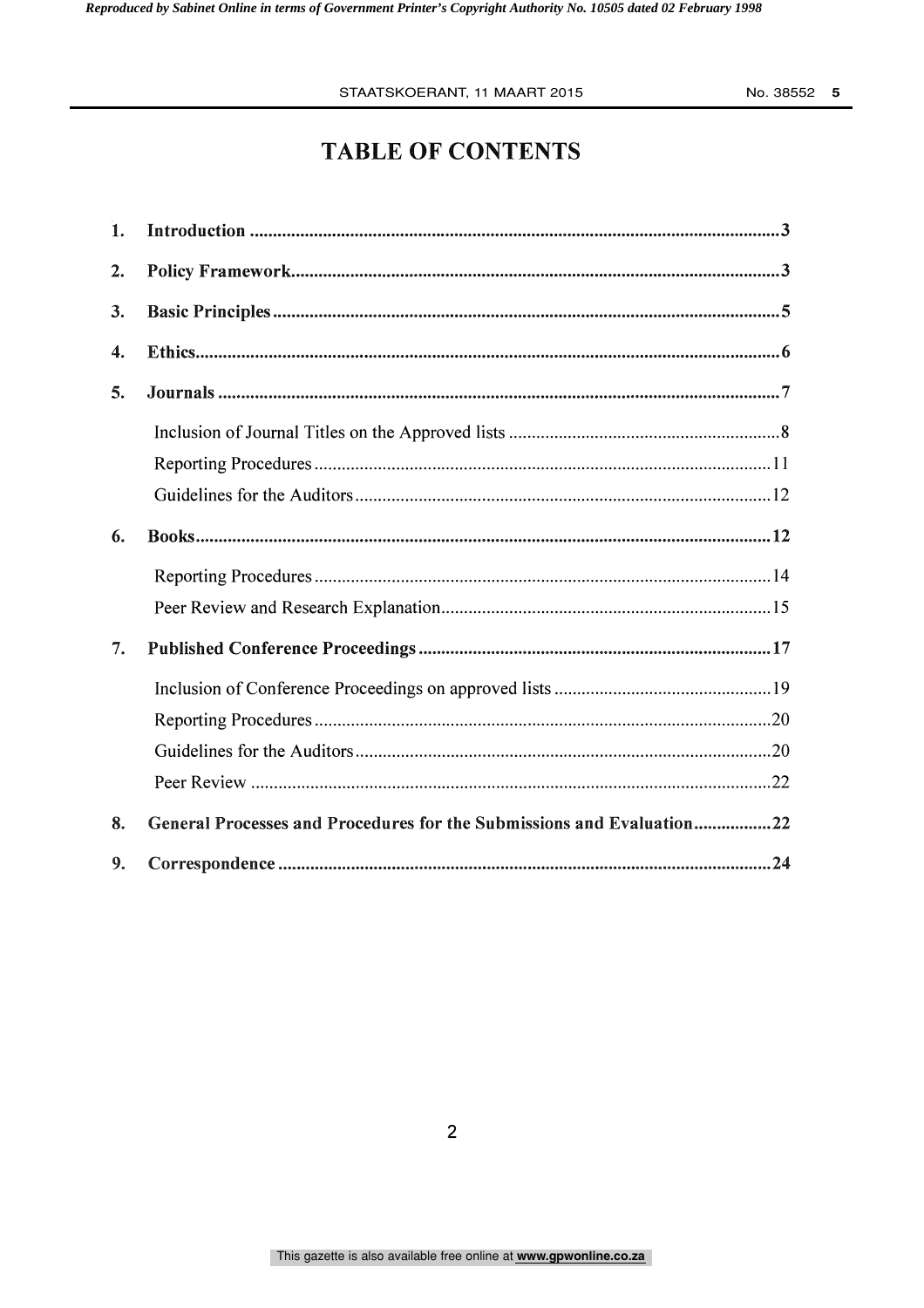# TABLE OF CONTENTS

1. **Introduction** ..... 3
2. **Policy Framework** ..... 3
3. **Basic Principles** ..... 5
4. **Ethics** ..... 6
5. **Journals** ..... 7
   - Inclusion of Journal Titles on the Approved lists ..... 8
   - Reporting Procedures ..... 11
   - Guidelines for the Auditors ..... 12
6. **Books** ..... 12
   - Reporting Procedures ..... 14
   - Peer Review and Research Explanation ..... 15
7. **Published Conference Proceedings** ..... 17
   - Inclusion of Conference Proceedings on approved lists ..... 19
   - Reporting Procedures ..... 20
   - Guidelines for the Auditors ..... 20
   - Peer Review ..... 22
8. **General Processes and Procedures for the Submissions and Evaluation** ..... 22
9. **Correspondence** ..... 24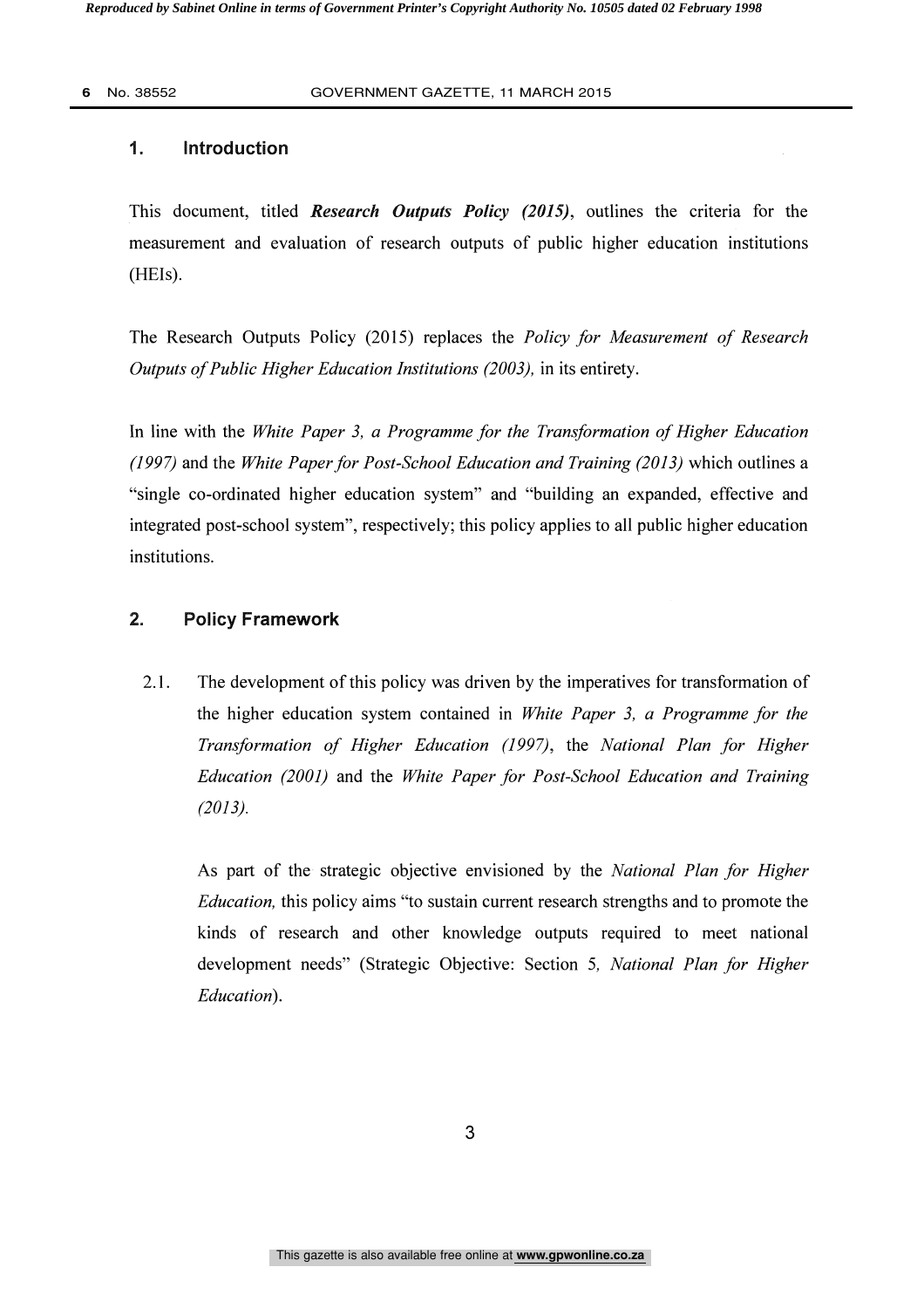## 1. Introduction

This document, titled ***Research Outputs Policy (2015)***, outlines the criteria for the measurement and evaluation of research outputs of public higher education institutions (HEIs).

The Research Outputs Policy (2015) replaces the *Policy for Measurement of Research Outputs of Public Higher Education Institutions (2003),* in its entirety.

In line with the *White Paper 3, a Programme for the Transformation of Higher Education (1997)* and the *White Paper for Post-School Education and Training (2013)* which outlines a "single co-ordinated higher education system" and "building an expanded, effective and integrated post-school system", respectively; this policy applies to all public higher education institutions.

## 2. Policy Framework

2.1. The development of this policy was driven by the imperatives for transformation of the higher education system contained in *White Paper 3, a Programme for the Transformation of Higher Education (1997)*, the *National Plan for Higher Education (2001)* and the *White Paper for Post-School Education and Training (2013).*

As part of the strategic objective envisioned by the *National Plan for Higher Education,* this policy aims "to sustain current research strengths and to promote the kinds of research and other knowledge outputs required to meet national development needs" (Strategic Objective: Section 5, *National Plan for Higher Education*).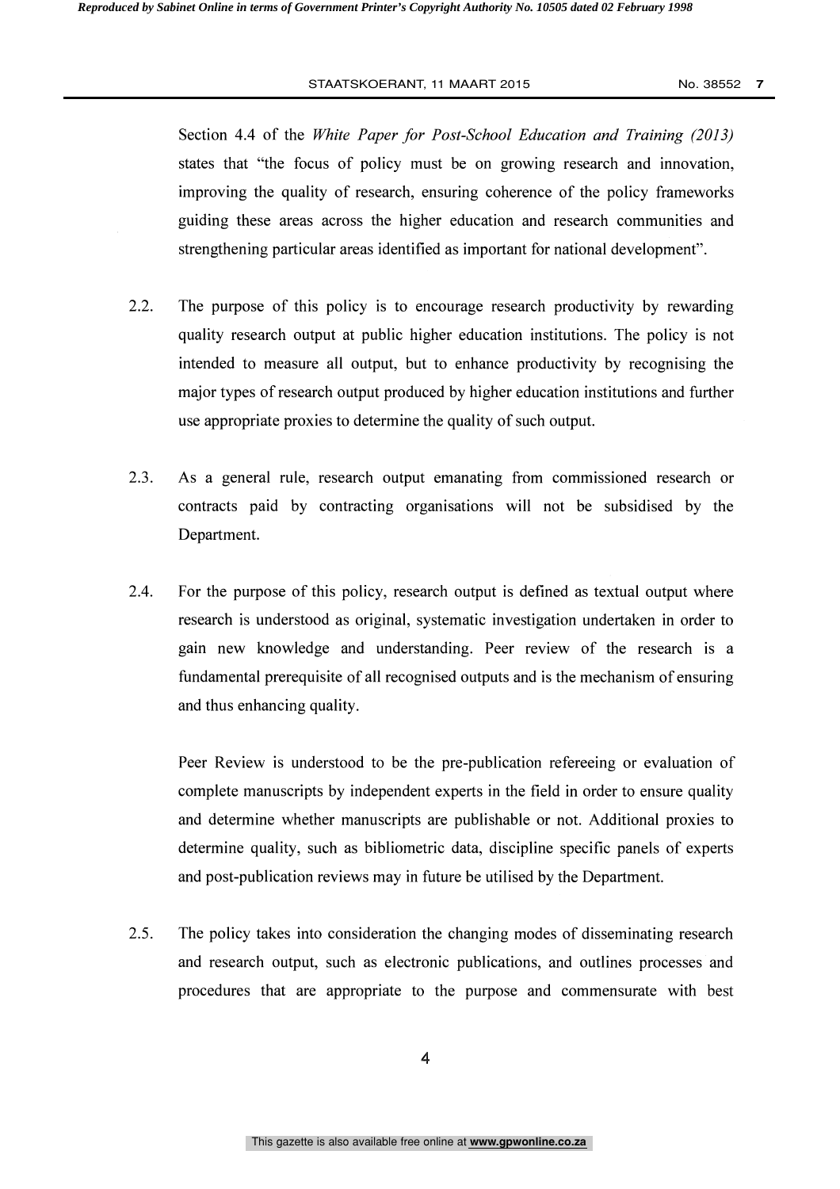Section 4.4 of the *White Paper for Post-School Education and Training (2013)* states that "the focus of policy must be on growing research and innovation, improving the quality of research, ensuring coherence of the policy frameworks guiding these areas across the higher education and research communities and strengthening particular areas identified as important for national development".

2.2. The purpose of this policy is to encourage research productivity by rewarding quality research output at public higher education institutions. The policy is not intended to measure all output, but to enhance productivity by recognising the major types of research output produced by higher education institutions and further use appropriate proxies to determine the quality of such output.

2.3. As a general rule, research output emanating from commissioned research or contracts paid by contracting organisations will not be subsidised by the Department.

2.4. For the purpose of this policy, research output is defined as textual output where research is understood as original, systematic investigation undertaken in order to gain new knowledge and understanding. Peer review of the research is a fundamental prerequisite of all recognised outputs and is the mechanism of ensuring and thus enhancing quality.

Peer Review is understood to be the pre-publication refereeing or evaluation of complete manuscripts by independent experts in the field in order to ensure quality and determine whether manuscripts are publishable or not. Additional proxies to determine quality, such as bibliometric data, discipline specific panels of experts and post-publication reviews may in future be utilised by the Department.

2.5. The policy takes into consideration the changing modes of disseminating research and research output, such as electronic publications, and outlines processes and procedures that are appropriate to the purpose and commensurate with best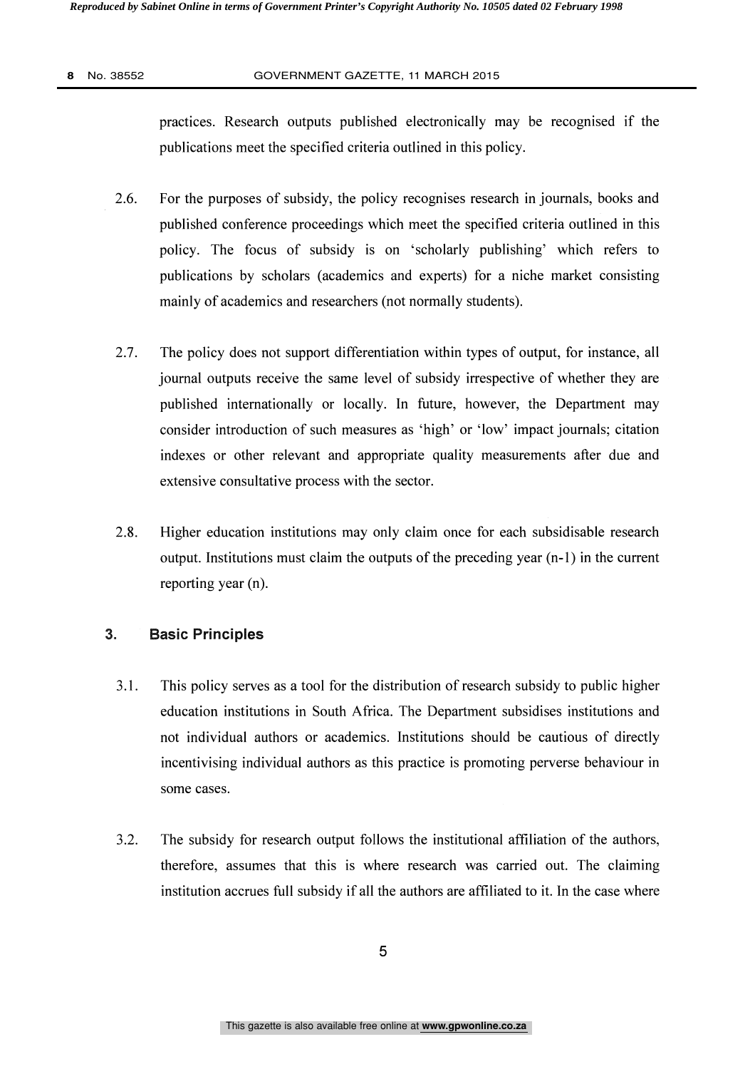practices. Research outputs published electronically may be recognised if the publications meet the specified criteria outlined in this policy.

2.6. For the purposes of subsidy, the policy recognises research in journals, books and published conference proceedings which meet the specified criteria outlined in this policy. The focus of subsidy is on 'scholarly publishing' which refers to publications by scholars (academics and experts) for a niche market consisting mainly of academics and researchers (not normally students).

2.7. The policy does not support differentiation within types of output, for instance, all journal outputs receive the same level of subsidy irrespective of whether they are published internationally or locally. In future, however, the Department may consider introduction of such measures as 'high' or 'low' impact journals; citation indexes or other relevant and appropriate quality measurements after due and extensive consultative process with the sector.

2.8. Higher education institutions may only claim once for each subsidisable research output. Institutions must claim the outputs of the preceding year (n-1) in the current reporting year (n).

## 3. Basic Principles

3.1. This policy serves as a tool for the distribution of research subsidy to public higher education institutions in South Africa. The Department subsidises institutions and not individual authors or academics. Institutions should be cautious of directly incentivising individual authors as this practice is promoting perverse behaviour in some cases.

3.2. The subsidy for research output follows the institutional affiliation of the authors, therefore, assumes that this is where research was carried out. The claiming institution accrues full subsidy if all the authors are affiliated to it. In the case where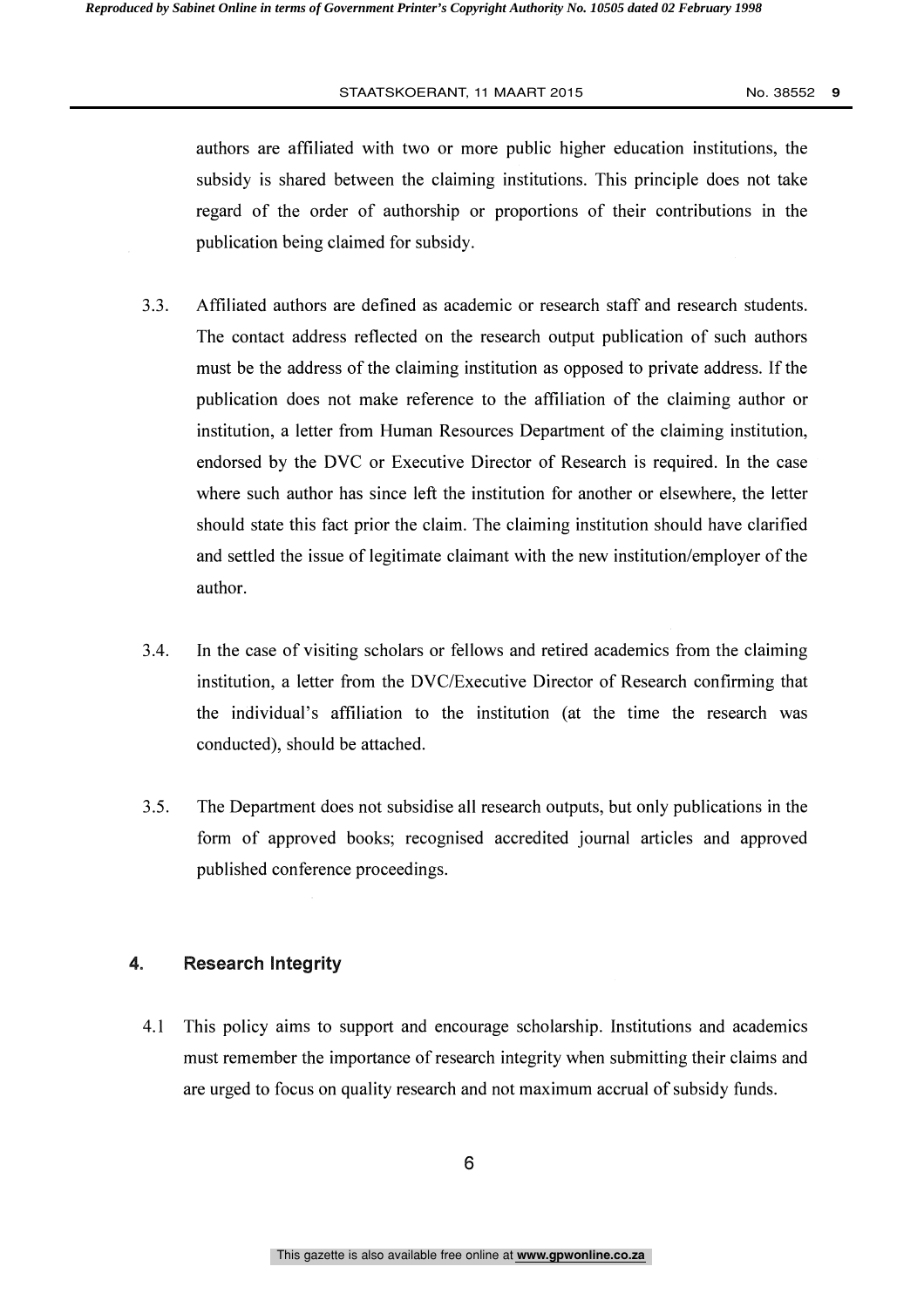authors are affiliated with two or more public higher education institutions, the subsidy is shared between the claiming institutions. This principle does not take regard of the order of authorship or proportions of their contributions in the publication being claimed for subsidy.

3.3. Affiliated authors are defined as academic or research staff and research students. The contact address reflected on the research output publication of such authors must be the address of the claiming institution as opposed to private address. If the publication does not make reference to the affiliation of the claiming author or institution, a letter from Human Resources Department of the claiming institution, endorsed by the DVC or Executive Director of Research is required. In the case where such author has since left the institution for another or elsewhere, the letter should state this fact prior the claim. The claiming institution should have clarified and settled the issue of legitimate claimant with the new institution/employer of the author.

3.4. In the case of visiting scholars or fellows and retired academics from the claiming institution, a letter from the DVC/Executive Director of Research confirming that the individual's affiliation to the institution (at the time the research was conducted), should be attached.

3.5. The Department does not subsidise all research outputs, but only publications in the form of approved books; recognised accredited journal articles and approved published conference proceedings.

## 4. Research Integrity

4.1 This policy aims to support and encourage scholarship. Institutions and academics must remember the importance of research integrity when submitting their claims and are urged to focus on quality research and not maximum accrual of subsidy funds.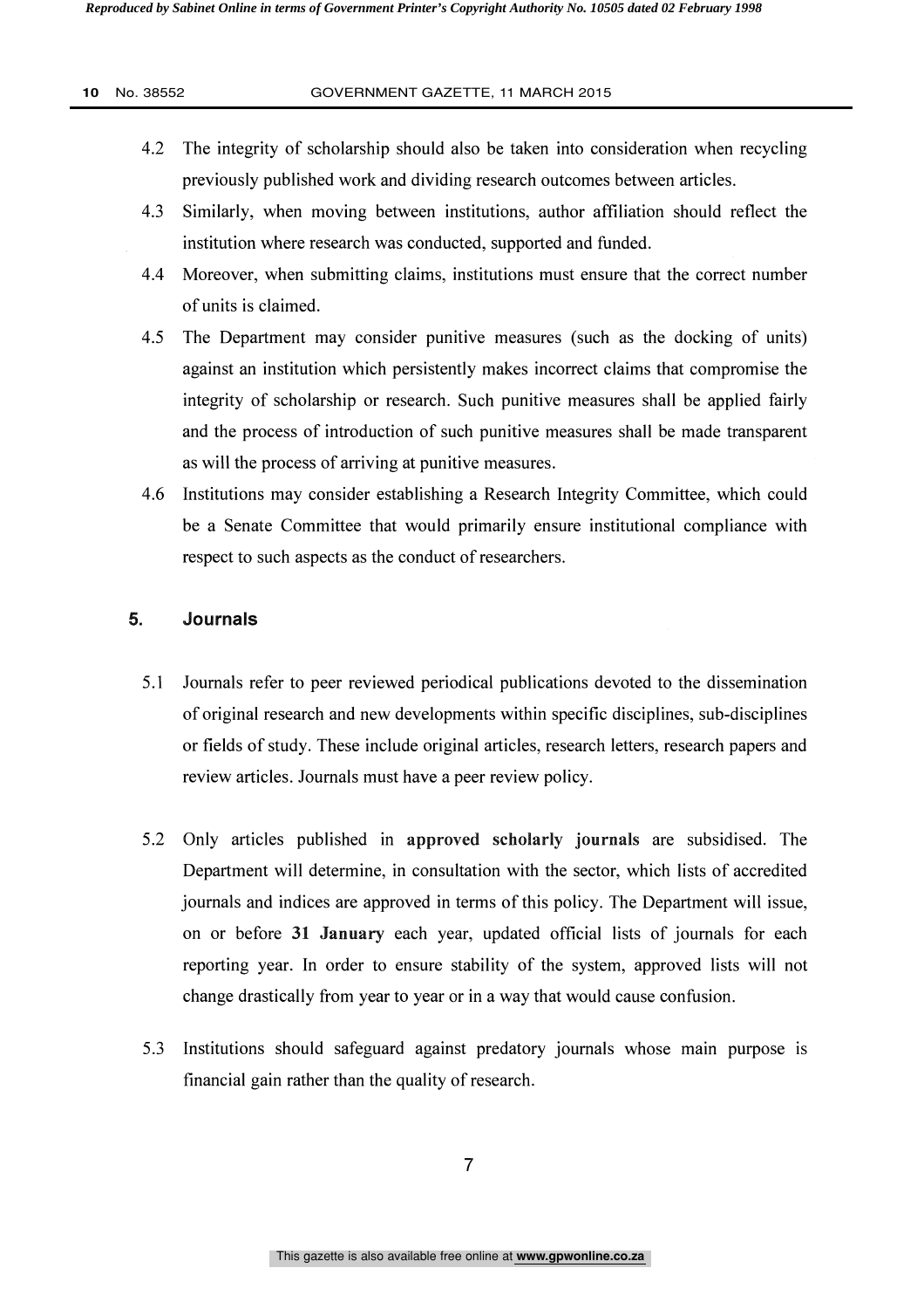4.2 The integrity of scholarship should also be taken into consideration when recycling previously published work and dividing research outcomes between articles.

4.3 Similarly, when moving between institutions, author affiliation should reflect the institution where research was conducted, supported and funded.

4.4 Moreover, when submitting claims, institutions must ensure that the correct number of units is claimed.

4.5 The Department may consider punitive measures (such as the docking of units) against an institution which persistently makes incorrect claims that compromise the integrity of scholarship or research. Such punitive measures shall be applied fairly and the process of introduction of such punitive measures shall be made transparent as will the process of arriving at punitive measures.

4.6 Institutions may consider establishing a Research Integrity Committee, which could be a Senate Committee that would primarily ensure institutional compliance with respect to such aspects as the conduct of researchers.

## 5. Journals

5.1 Journals refer to peer reviewed periodical publications devoted to the dissemination of original research and new developments within specific disciplines, sub-disciplines or fields of study. These include original articles, research letters, research papers and review articles. Journals must have a peer review policy.

5.2 Only articles published in **approved scholarly journals** are subsidised. The Department will determine, in consultation with the sector, which lists of accredited journals and indices are approved in terms of this policy. The Department will issue, on or before **31 January** each year, updated official lists of journals for each reporting year. In order to ensure stability of the system, approved lists will not change drastically from year to year or in a way that would cause confusion.

5.3 Institutions should safeguard against predatory journals whose main purpose is financial gain rather than the quality of research.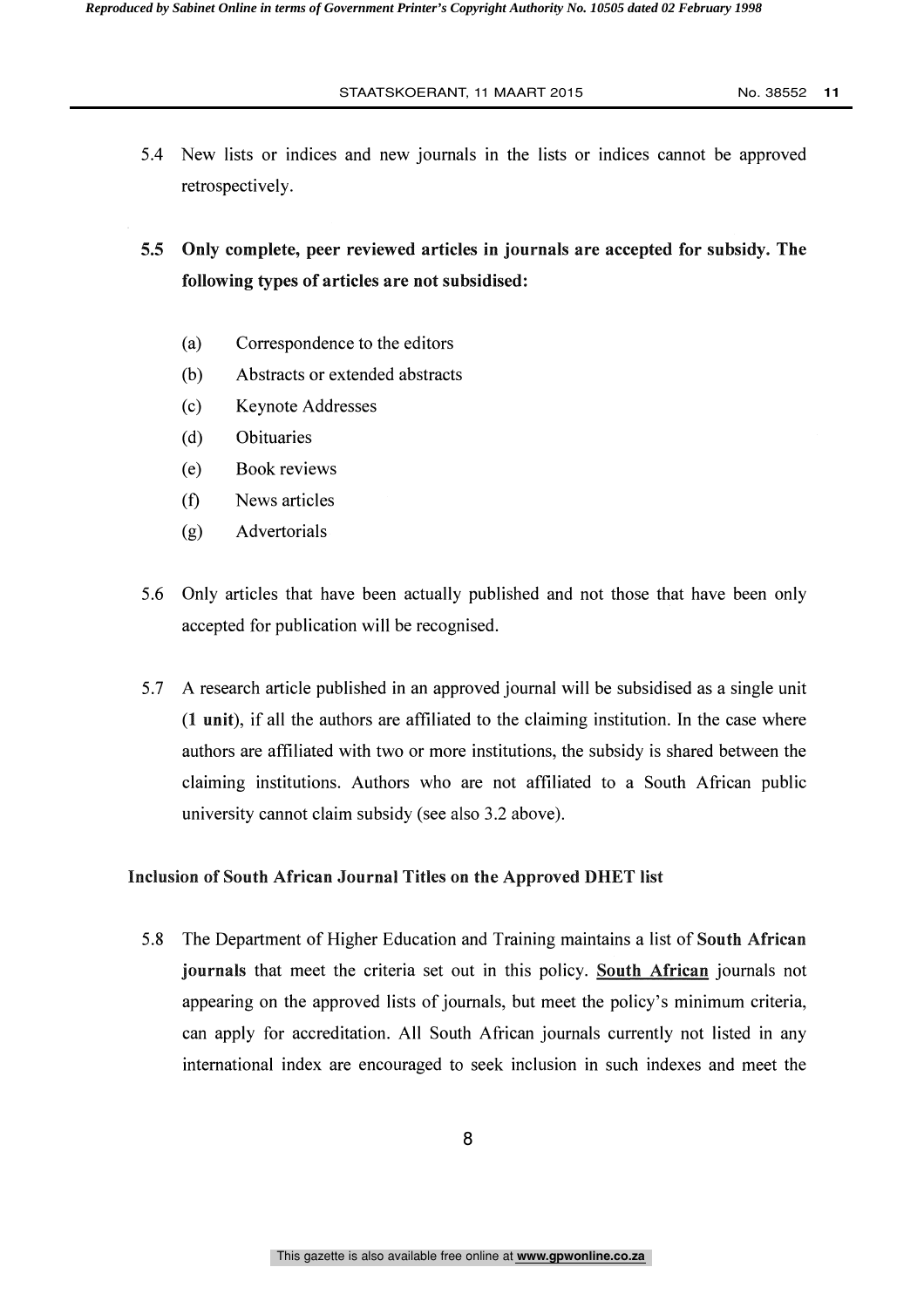5.4 New lists or indices and new journals in the lists or indices cannot be approved retrospectively.

**5.5 Only complete, peer reviewed articles in journals are accepted for subsidy. The following types of articles are not subsidised:**

(a) Correspondence to the editors
(b) Abstracts or extended abstracts
(c) Keynote Addresses
(d) Obituaries
(e) Book reviews
(f) News articles
(g) Advertorials

5.6 Only articles that have been actually published and not those that have been only accepted for publication will be recognised.

5.7 A research article published in an approved journal will be subsidised as a single unit (**1 unit**), if all the authors are affiliated to the claiming institution. In the case where authors are affiliated with two or more institutions, the subsidy is shared between the claiming institutions. Authors who are not affiliated to a South African public university cannot claim subsidy (see also 3.2 above).

**Inclusion of South African Journal Titles on the Approved DHET list**

5.8 The Department of Higher Education and Training maintains a list of **South African journals** that meet the criteria set out in this policy. **South African** journals not appearing on the approved lists of journals, but meet the policy's minimum criteria, can apply for accreditation. All South African journals currently not listed in any international index are encouraged to seek inclusion in such indexes and meet the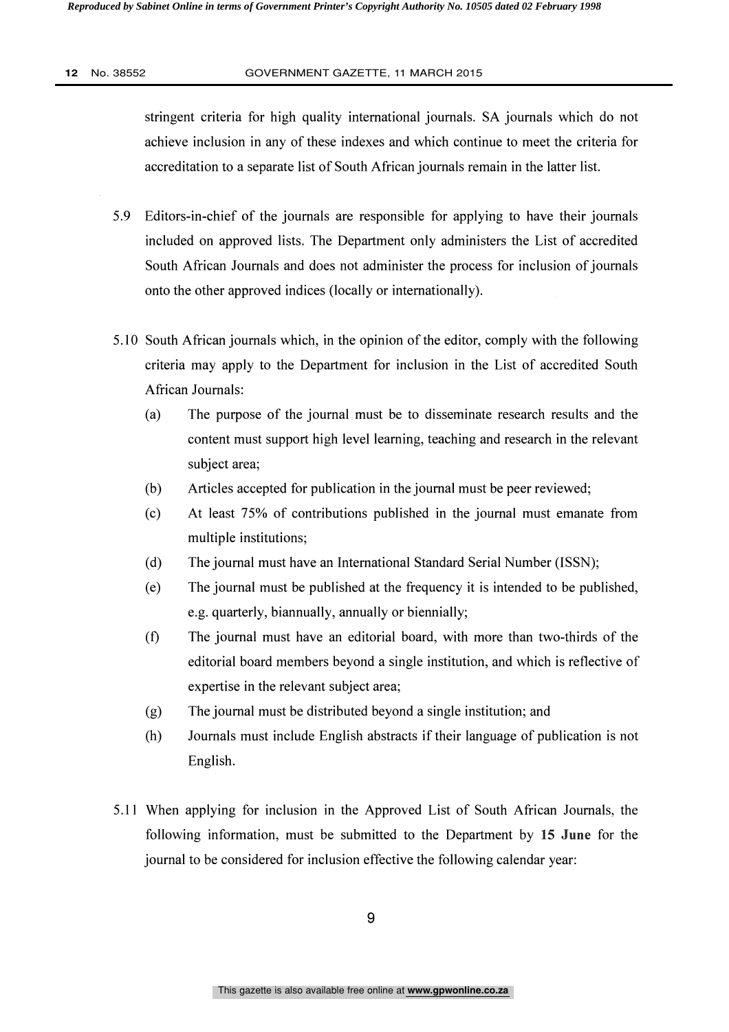stringent criteria for high quality international journals. SA journals which do not achieve inclusion in any of these indexes and which continue to meet the criteria for accreditation to a separate list of South African journals remain in the latter list.

5.9 Editors-in-chief of the journals are responsible for applying to have their journals included on approved lists. The Department only administers the List of accredited South African Journals and does not administer the process for inclusion of journals onto the other approved indices (locally or internationally).

5.10 South African journals which, in the opinion of the editor, comply with the following criteria may apply to the Department for inclusion in the List of accredited South African Journals:

- (a) The purpose of the journal must be to disseminate research results and the content must support high level learning, teaching and research in the relevant subject area;
- (b) Articles accepted for publication in the journal must be peer reviewed;
- (c) At least 75% of contributions published in the journal must emanate from multiple institutions;
- (d) The journal must have an International Standard Serial Number (ISSN);
- (e) The journal must be published at the frequency it is intended to be published, e.g. quarterly, biannually, annually or biennially;
- (f) The journal must have an editorial board, with more than two-thirds of the editorial board members beyond a single institution, and which is reflective of expertise in the relevant subject area;
- (g) The journal must be distributed beyond a single institution; and
- (h) Journals must include English abstracts if their language of publication is not English.

5.11 When applying for inclusion in the Approved List of South African Journals, the following information, must be submitted to the Department by **15 June** for the journal to be considered for inclusion effective the following calendar year: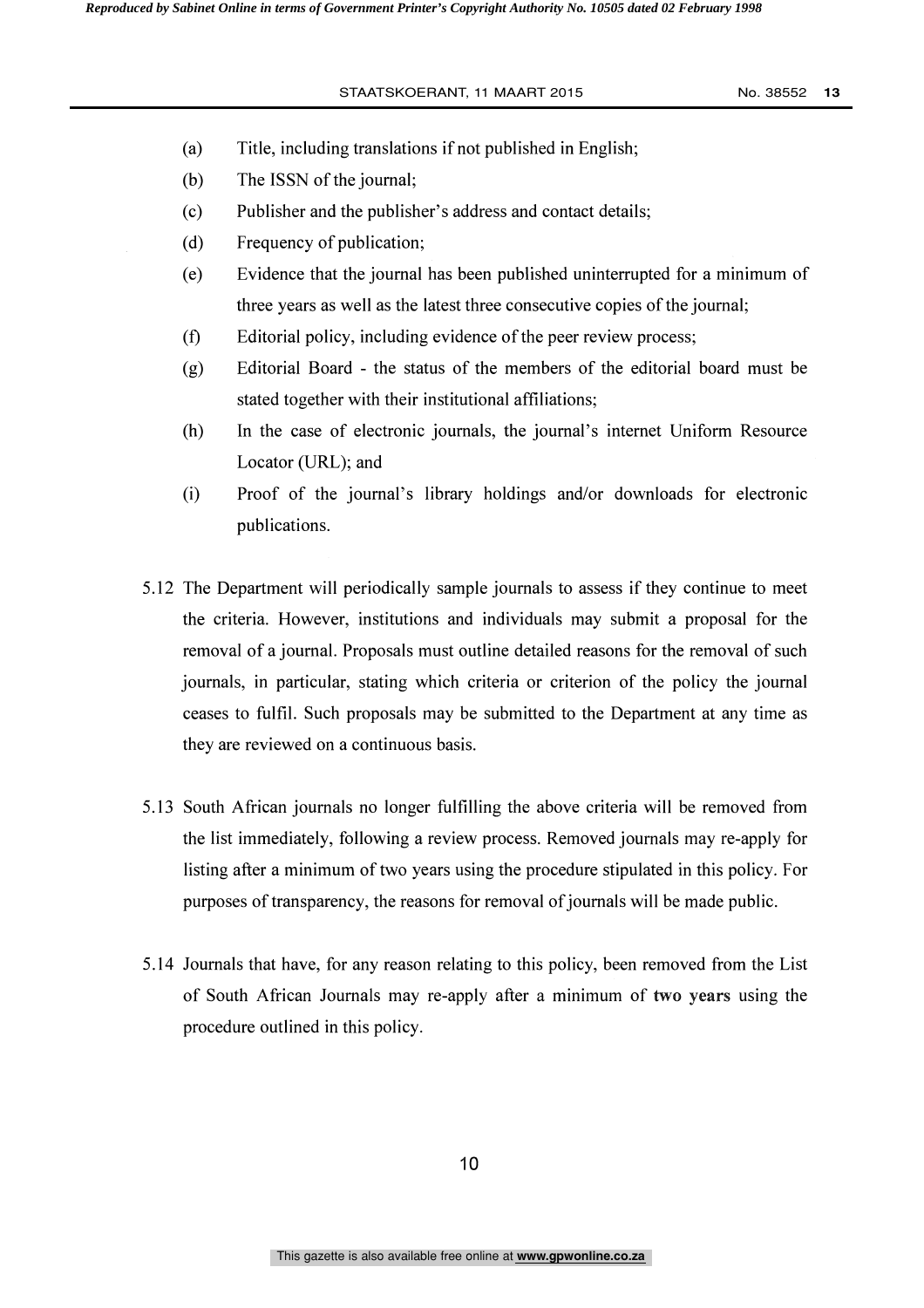(a) Title, including translations if not published in English;

(b) The ISSN of the journal;

(c) Publisher and the publisher's address and contact details;

(d) Frequency of publication;

(e) Evidence that the journal has been published uninterrupted for a minimum of three years as well as the latest three consecutive copies of the journal;

(f) Editorial policy, including evidence of the peer review process;

(g) Editorial Board - the status of the members of the editorial board must be stated together with their institutional affiliations;

(h) In the case of electronic journals, the journal's internet Uniform Resource Locator (URL); and

(i) Proof of the journal's library holdings and/or downloads for electronic publications.

5.12 The Department will periodically sample journals to assess if they continue to meet the criteria. However, institutions and individuals may submit a proposal for the removal of a journal. Proposals must outline detailed reasons for the removal of such journals, in particular, stating which criteria or criterion of the policy the journal ceases to fulfil. Such proposals may be submitted to the Department at any time as they are reviewed on a continuous basis.

5.13 South African journals no longer fulfilling the above criteria will be removed from the list immediately, following a review process. Removed journals may re-apply for listing after a minimum of two years using the procedure stipulated in this policy. For purposes of transparency, the reasons for removal of journals will be made public.

5.14 Journals that have, for any reason relating to this policy, been removed from the List of South African Journals may re-apply after a minimum of **two years** using the procedure outlined in this policy.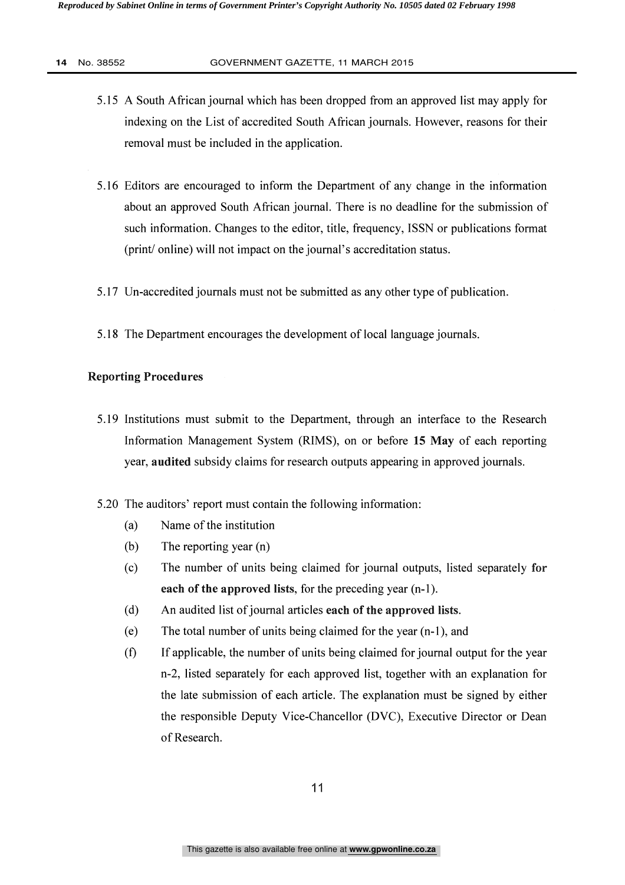5.15 A South African journal which has been dropped from an approved list may apply for indexing on the List of accredited South African journals. However, reasons for their removal must be included in the application.

5.16 Editors are encouraged to inform the Department of any change in the information about an approved South African journal. There is no deadline for the submission of such information. Changes to the editor, title, frequency, ISSN or publications format (print/ online) will not impact on the journal's accreditation status.

5.17 Un-accredited journals must not be submitted as any other type of publication.

5.18 The Department encourages the development of local language journals.

**Reporting Procedures**

5.19 Institutions must submit to the Department, through an interface to the Research Information Management System (RIMS), on or before **15 May** of each reporting year, **audited** subsidy claims for research outputs appearing in approved journals.

5.20 The auditors' report must contain the following information:

(a) Name of the institution

(b) The reporting year (n)

(c) The number of units being claimed for journal outputs, listed separately **for each of the approved lists**, for the preceding year (n-1).

(d) An audited list of journal articles **each of the approved lists**.

(e) The total number of units being claimed for the year (n-1), and

(f) If applicable, the number of units being claimed for journal output for the year n-2, listed separately for each approved list, together with an explanation for the late submission of each article. The explanation must be signed by either the responsible Deputy Vice-Chancellor (DVC), Executive Director or Dean of Research.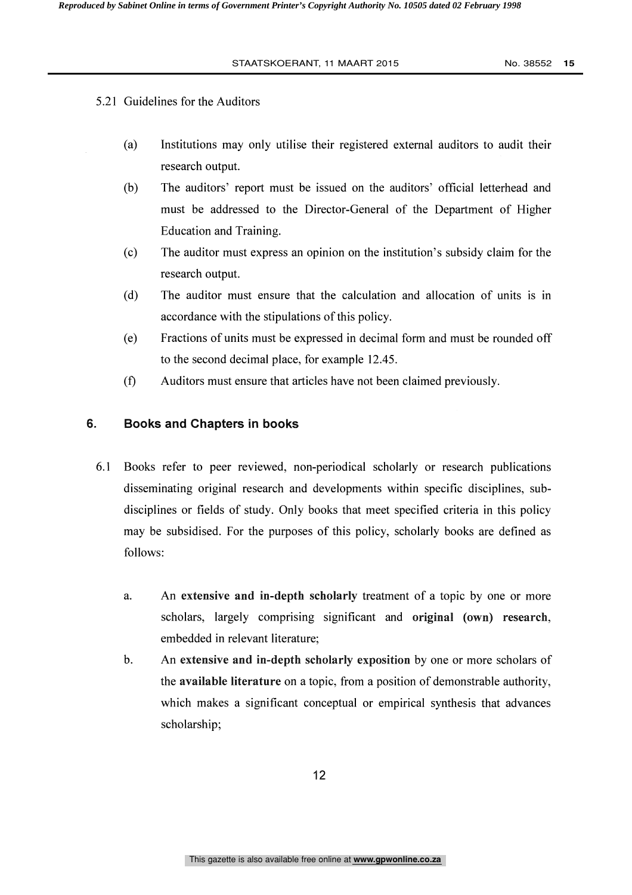5.21 Guidelines for the Auditors

(a) Institutions may only utilise their registered external auditors to audit their research output.

(b) The auditors' report must be issued on the auditors' official letterhead and must be addressed to the Director-General of the Department of Higher Education and Training.

(c) The auditor must express an opinion on the institution's subsidy claim for the research output.

(d) The auditor must ensure that the calculation and allocation of units is in accordance with the stipulations of this policy.

(e) Fractions of units must be expressed in decimal form and must be rounded off to the second decimal place, for example 12.45.

(f) Auditors must ensure that articles have not been claimed previously.

## 6. Books and Chapters in books

6.1 Books refer to peer reviewed, non-periodical scholarly or research publications disseminating original research and developments within specific disciplines, sub-disciplines or fields of study. Only books that meet specified criteria in this policy may be subsidised. For the purposes of this policy, scholarly books are defined as follows:

a. An **extensive and in-depth scholarly** treatment of a topic by one or more scholars, largely comprising significant and **original (own) research**, embedded in relevant literature;

b. An **extensive and in-depth scholarly exposition** by one or more scholars of the **available literature** on a topic, from a position of demonstrable authority, which makes a significant conceptual or empirical synthesis that advances scholarship;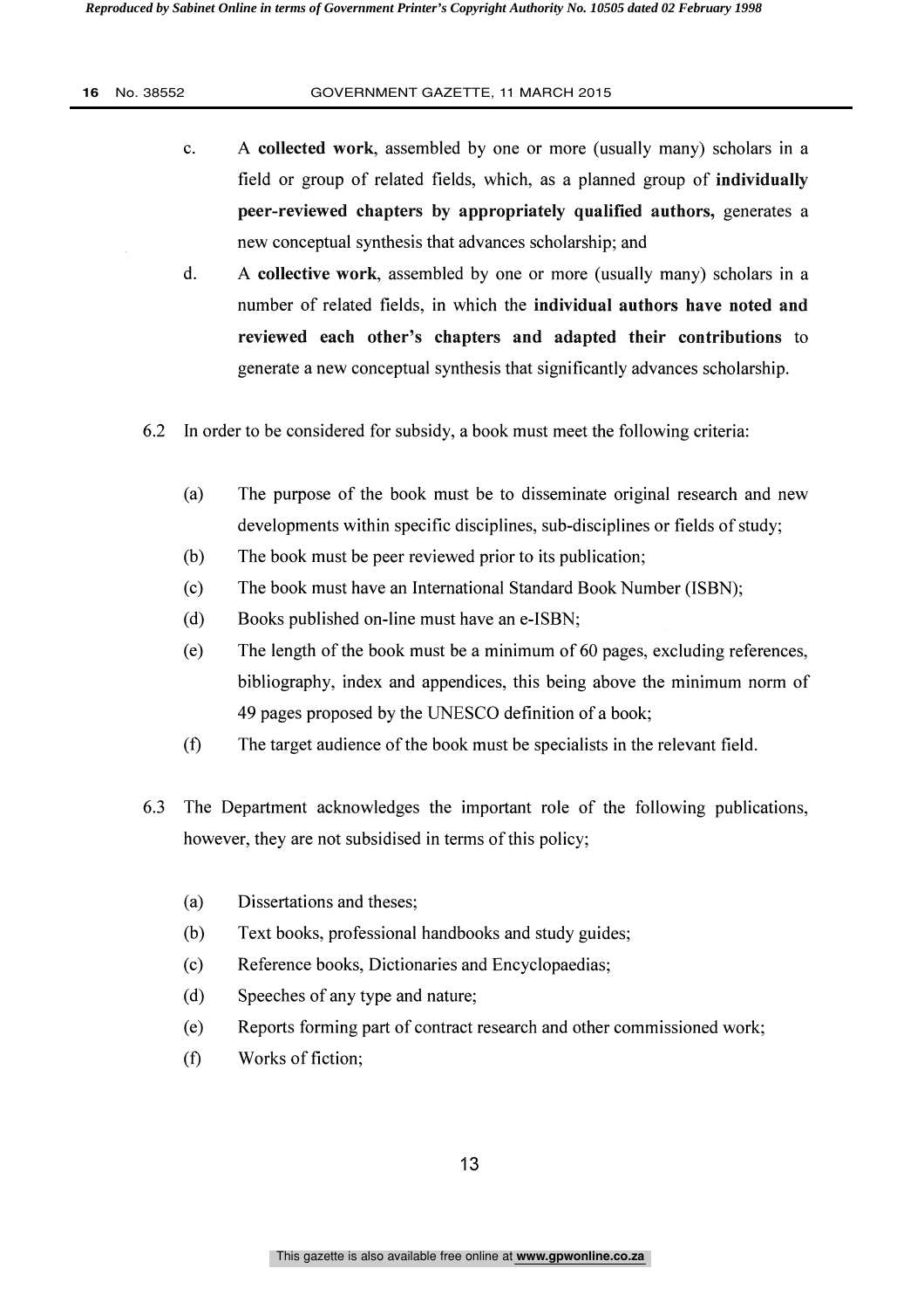c. A **collected work**, assembled by one or more (usually many) scholars in a field or group of related fields, which, as a planned group of **individually peer-reviewed chapters by appropriately qualified authors,** generates a new conceptual synthesis that advances scholarship; and

d. A **collective work**, assembled by one or more (usually many) scholars in a number of related fields, in which the **individual authors have noted and reviewed each other's chapters and adapted their contributions** to generate a new conceptual synthesis that significantly advances scholarship.

6.2 In order to be considered for subsidy, a book must meet the following criteria:

(a) The purpose of the book must be to disseminate original research and new developments within specific disciplines, sub-disciplines or fields of study;

(b) The book must be peer reviewed prior to its publication;

(c) The book must have an International Standard Book Number (ISBN);

(d) Books published on-line must have an e-ISBN;

(e) The length of the book must be a minimum of 60 pages, excluding references, bibliography, index and appendices, this being above the minimum norm of 49 pages proposed by the UNESCO definition of a book;

(f) The target audience of the book must be specialists in the relevant field.

6.3 The Department acknowledges the important role of the following publications, however, they are not subsidised in terms of this policy;

(a) Dissertations and theses;

(b) Text books, professional handbooks and study guides;

(c) Reference books, Dictionaries and Encyclopaedias;

(d) Speeches of any type and nature;

(e) Reports forming part of contract research and other commissioned work;

(f) Works of fiction;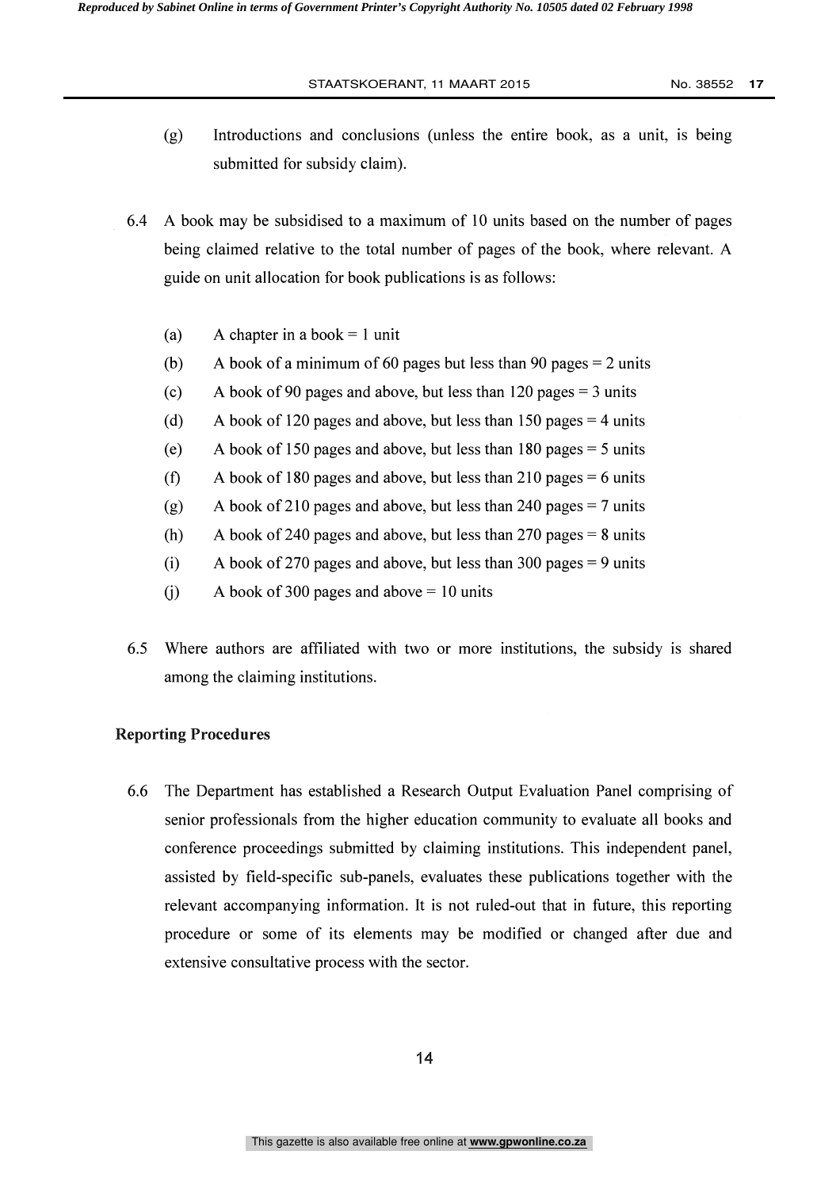(g) Introductions and conclusions (unless the entire book, as a unit, is being submitted for subsidy claim).

6.4 A book may be subsidised to a maximum of 10 units based on the number of pages being claimed relative to the total number of pages of the book, where relevant. A guide on unit allocation for book publications is as follows:

(a) A chapter in a book = 1 unit
(b) A book of a minimum of 60 pages but less than 90 pages = 2 units
(c) A book of 90 pages and above, but less than 120 pages = 3 units
(d) A book of 120 pages and above, but less than 150 pages = 4 units
(e) A book of 150 pages and above, but less than 180 pages = 5 units
(f) A book of 180 pages and above, but less than 210 pages = 6 units
(g) A book of 210 pages and above, but less than 240 pages = 7 units
(h) A book of 240 pages and above, but less than 270 pages = 8 units
(i) A book of 270 pages and above, but less than 300 pages = 9 units
(j) A book of 300 pages and above = 10 units

6.5 Where authors are affiliated with two or more institutions, the subsidy is shared among the claiming institutions.

**Reporting Procedures**

6.6 The Department has established a Research Output Evaluation Panel comprising of senior professionals from the higher education community to evaluate all books and conference proceedings submitted by claiming institutions. This independent panel, assisted by field-specific sub-panels, evaluates these publications together with the relevant accompanying information. It is not ruled-out that in future, this reporting procedure or some of its elements may be modified or changed after due and extensive consultative process with the sector.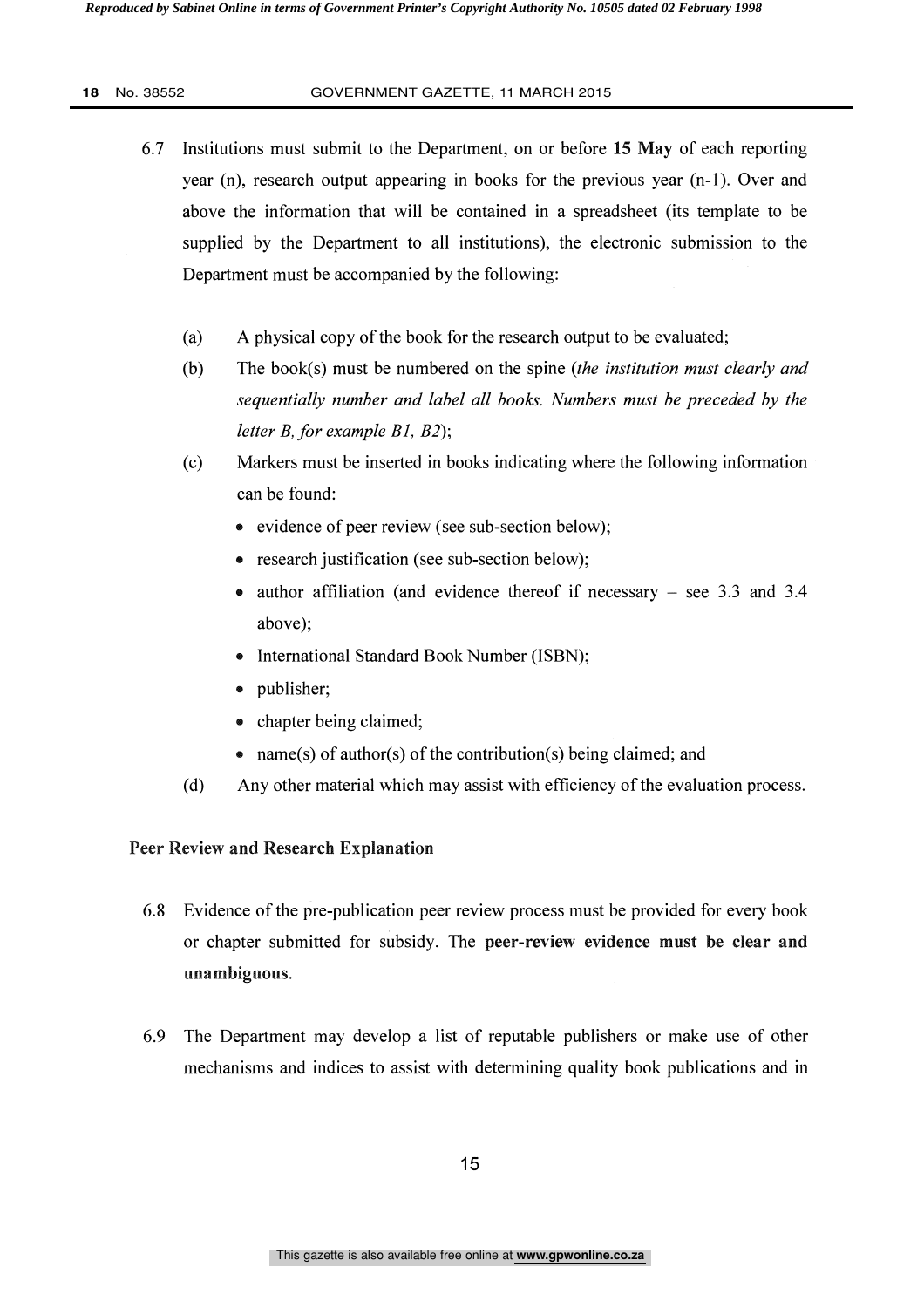6.7 Institutions must submit to the Department, on or before **15 May** of each reporting year (n), research output appearing in books for the previous year (n-1). Over and above the information that will be contained in a spreadsheet (its template to be supplied by the Department to all institutions), the electronic submission to the Department must be accompanied by the following:

(a) A physical copy of the book for the research output to be evaluated;

(b) The book(s) must be numbered on the spine (*the institution must clearly and sequentially number and label all books. Numbers must be preceded by the letter B, for example B1, B2*);

(c) Markers must be inserted in books indicating where the following information can be found:

- evidence of peer review (see sub-section below);
- research justification (see sub-section below);
- author affiliation (and evidence thereof if necessary – see 3.3 and 3.4 above);
- International Standard Book Number (ISBN);
- publisher;
- chapter being claimed;
- name(s) of author(s) of the contribution(s) being claimed; and

(d) Any other material which may assist with efficiency of the evaluation process.

**Peer Review and Research Explanation**

6.8 Evidence of the pre-publication peer review process must be provided for every book or chapter submitted for subsidy. The **peer-review evidence must be clear and unambiguous**.

6.9 The Department may develop a list of reputable publishers or make use of other mechanisms and indices to assist with determining quality book publications and in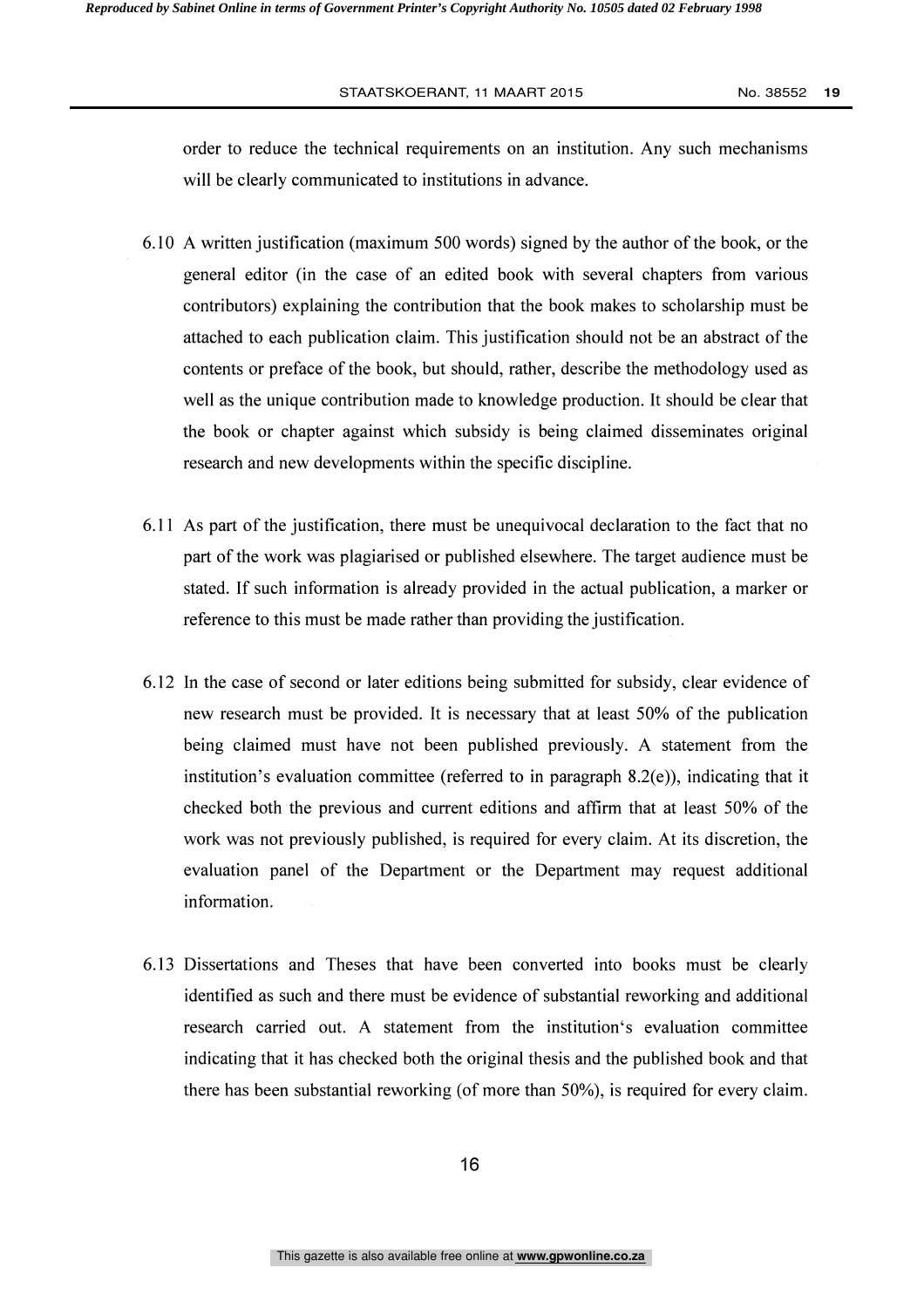order to reduce the technical requirements on an institution. Any such mechanisms will be clearly communicated to institutions in advance.

6.10 A written justification (maximum 500 words) signed by the author of the book, or the general editor (in the case of an edited book with several chapters from various contributors) explaining the contribution that the book makes to scholarship must be attached to each publication claim. This justification should not be an abstract of the contents or preface of the book, but should, rather, describe the methodology used as well as the unique contribution made to knowledge production. It should be clear that the book or chapter against which subsidy is being claimed disseminates original research and new developments within the specific discipline.

6.11 As part of the justification, there must be unequivocal declaration to the fact that no part of the work was plagiarised or published elsewhere. The target audience must be stated. If such information is already provided in the actual publication, a marker or reference to this must be made rather than providing the justification.

6.12 In the case of second or later editions being submitted for subsidy, clear evidence of new research must be provided. It is necessary that at least 50% of the publication being claimed must have not been published previously. A statement from the institution's evaluation committee (referred to in paragraph 8.2(e)), indicating that it checked both the previous and current editions and affirm that at least 50% of the work was not previously published, is required for every claim. At its discretion, the evaluation panel of the Department or the Department may request additional information.

6.13 Dissertations and Theses that have been converted into books must be clearly identified as such and there must be evidence of substantial reworking and additional research carried out. A statement from the institution's evaluation committee indicating that it has checked both the original thesis and the published book and that there has been substantial reworking (of more than 50%), is required for every claim.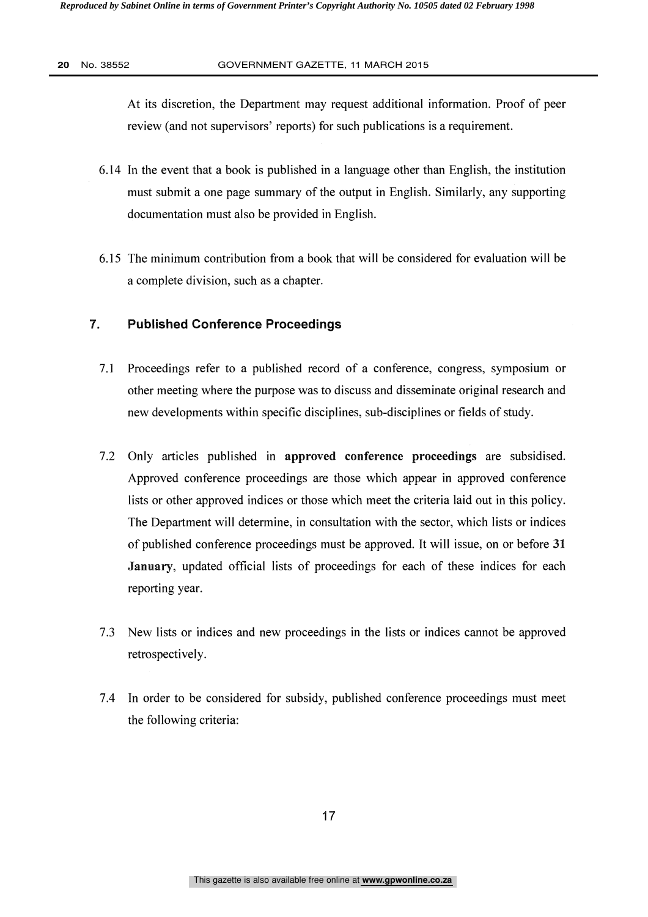At its discretion, the Department may request additional information. Proof of peer review (and not supervisors' reports) for such publications is a requirement.

6.14 In the event that a book is published in a language other than English, the institution must submit a one page summary of the output in English. Similarly, any supporting documentation must also be provided in English.

6.15 The minimum contribution from a book that will be considered for evaluation will be a complete division, such as a chapter.

## 7. Published Conference Proceedings

7.1 Proceedings refer to a published record of a conference, congress, symposium or other meeting where the purpose was to discuss and disseminate original research and new developments within specific disciplines, sub-disciplines or fields of study.

7.2 Only articles published in **approved conference proceedings** are subsidised. Approved conference proceedings are those which appear in approved conference lists or other approved indices or those which meet the criteria laid out in this policy. The Department will determine, in consultation with the sector, which lists or indices of published conference proceedings must be approved. It will issue, on or before **31 January**, updated official lists of proceedings for each of these indices for each reporting year.

7.3 New lists or indices and new proceedings in the lists or indices cannot be approved retrospectively.

7.4 In order to be considered for subsidy, published conference proceedings must meet the following criteria: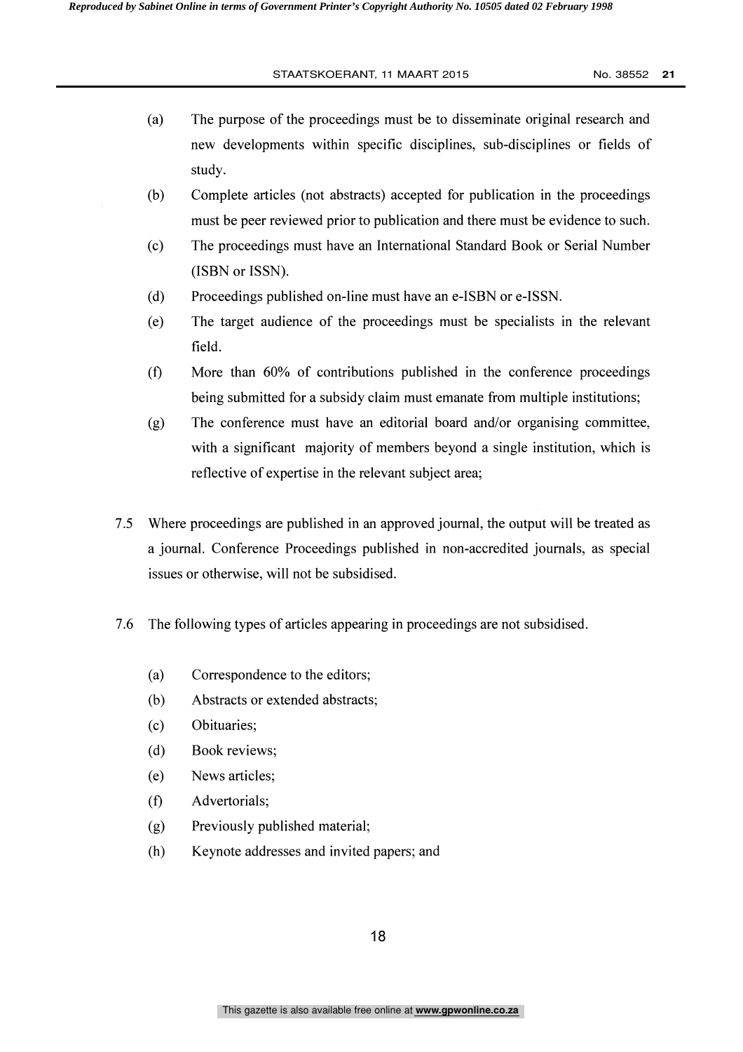(a) The purpose of the proceedings must be to disseminate original research and new developments within specific disciplines, sub-disciplines or fields of study.

(b) Complete articles (not abstracts) accepted for publication in the proceedings must be peer reviewed prior to publication and there must be evidence to such.

(c) The proceedings must have an International Standard Book or Serial Number (ISBN or ISSN).

(d) Proceedings published on-line must have an e-ISBN or e-ISSN.

(e) The target audience of the proceedings must be specialists in the relevant field.

(f) More than 60% of contributions published in the conference proceedings being submitted for a subsidy claim must emanate from multiple institutions;

(g) The conference must have an editorial board and/or organising committee, with a significant majority of members beyond a single institution, which is reflective of expertise in the relevant subject area;

7.5 Where proceedings are published in an approved journal, the output will be treated as a journal. Conference Proceedings published in non-accredited journals, as special issues or otherwise, will not be subsidised.

7.6 The following types of articles appearing in proceedings are not subsidised.

(a) Correspondence to the editors;

(b) Abstracts or extended abstracts;

(c) Obituaries;

(d) Book reviews;

(e) News articles;

(f) Advertorials;

(g) Previously published material;

(h) Keynote addresses and invited papers; and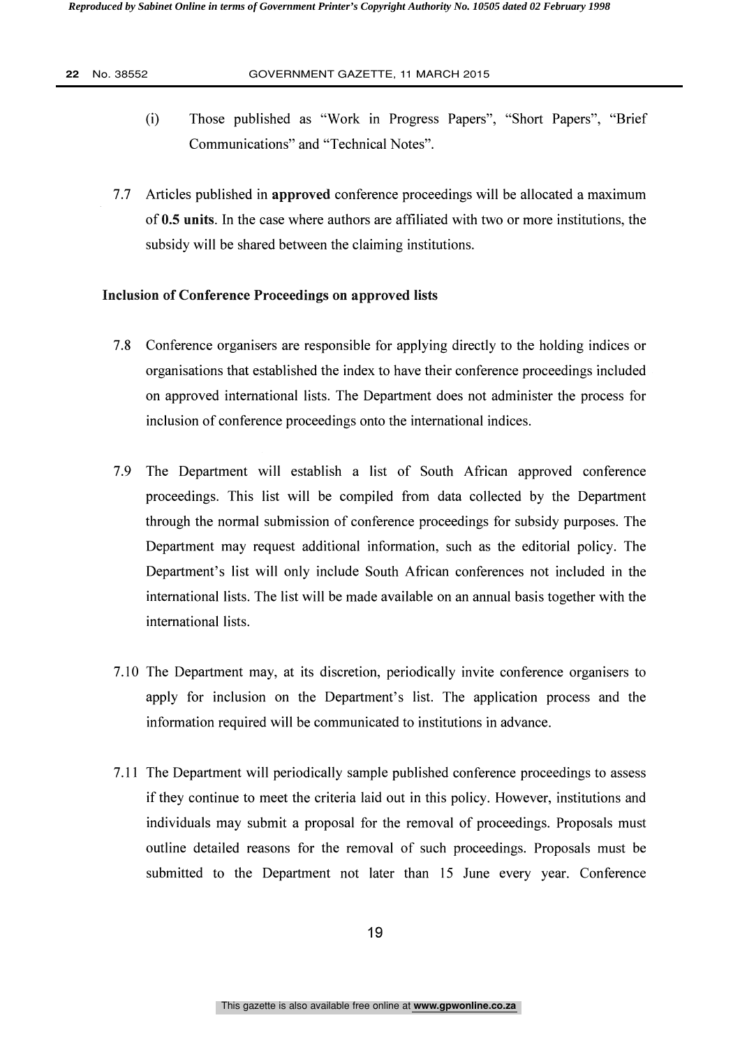(i) Those published as "Work in Progress Papers", "Short Papers", "Brief Communications" and "Technical Notes".

7.7 Articles published in **approved** conference proceedings will be allocated a maximum of **0.5 units**. In the case where authors are affiliated with two or more institutions, the subsidy will be shared between the claiming institutions.

**Inclusion of Conference Proceedings on approved lists**

7.8 Conference organisers are responsible for applying directly to the holding indices or organisations that established the index to have their conference proceedings included on approved international lists. The Department does not administer the process for inclusion of conference proceedings onto the international indices.

7.9 The Department will establish a list of South African approved conference proceedings. This list will be compiled from data collected by the Department through the normal submission of conference proceedings for subsidy purposes. The Department may request additional information, such as the editorial policy. The Department's list will only include South African conferences not included in the international lists. The list will be made available on an annual basis together with the international lists.

7.10 The Department may, at its discretion, periodically invite conference organisers to apply for inclusion on the Department's list. The application process and the information required will be communicated to institutions in advance.

7.11 The Department will periodically sample published conference proceedings to assess if they continue to meet the criteria laid out in this policy. However, institutions and individuals may submit a proposal for the removal of proceedings. Proposals must outline detailed reasons for the removal of such proceedings. Proposals must be submitted to the Department not later than 15 June every year. Conference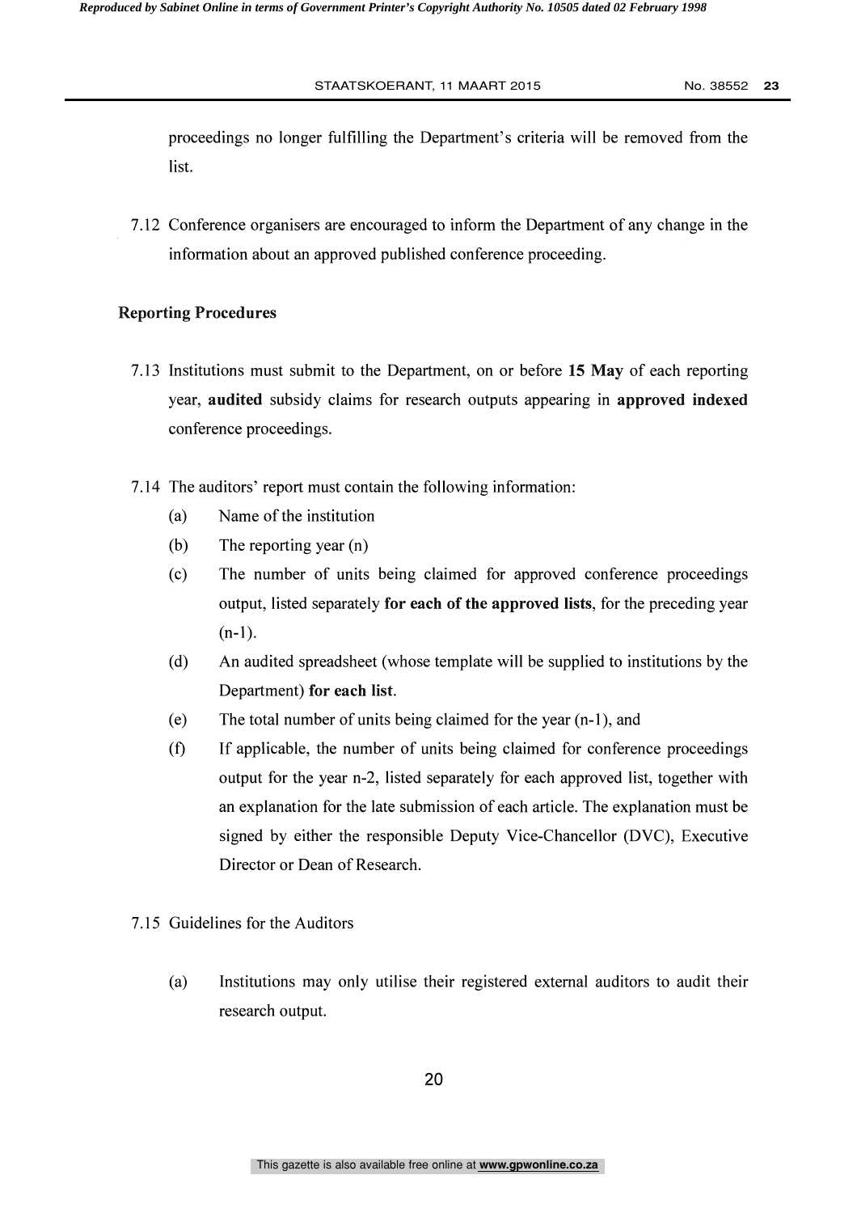proceedings no longer fulfilling the Department's criteria will be removed from the list.

7.12 Conference organisers are encouraged to inform the Department of any change in the information about an approved published conference proceeding.

**Reporting Procedures**

7.13 Institutions must submit to the Department, on or before **15 May** of each reporting year, **audited** subsidy claims for research outputs appearing in **approved indexed** conference proceedings.

7.14 The auditors' report must contain the following information:

(a) Name of the institution

(b) The reporting year (n)

(c) The number of units being claimed for approved conference proceedings output, listed separately **for each of the approved lists**, for the preceding year (n-1).

(d) An audited spreadsheet (whose template will be supplied to institutions by the Department) **for each list**.

(e) The total number of units being claimed for the year (n-1), and

(f) If applicable, the number of units being claimed for conference proceedings output for the year n-2, listed separately for each approved list, together with an explanation for the late submission of each article. The explanation must be signed by either the responsible Deputy Vice-Chancellor (DVC), Executive Director or Dean of Research.

7.15 Guidelines for the Auditors

(a) Institutions may only utilise their registered external auditors to audit their research output.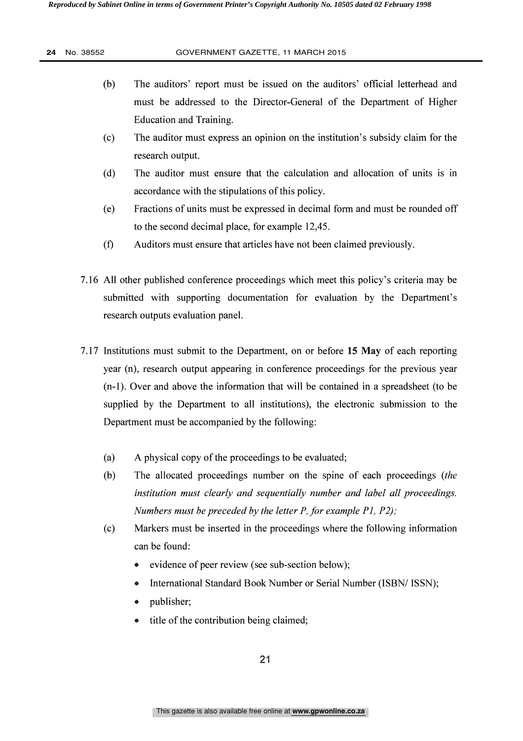(b) The auditors' report must be issued on the auditors' official letterhead and must be addressed to the Director-General of the Department of Higher Education and Training.

(c) The auditor must express an opinion on the institution's subsidy claim for the research output.

(d) The auditor must ensure that the calculation and allocation of units is in accordance with the stipulations of this policy.

(e) Fractions of units must be expressed in decimal form and must be rounded off to the second decimal place, for example 12,45.

(f) Auditors must ensure that articles have not been claimed previously.

7.16 All other published conference proceedings which meet this policy's criteria may be submitted with supporting documentation for evaluation by the Department's research outputs evaluation panel.

7.17 Institutions must submit to the Department, on or before **15 May** of each reporting year (n), research output appearing in conference proceedings for the previous year (n-1). Over and above the information that will be contained in a spreadsheet (to be supplied by the Department to all institutions), the electronic submission to the Department must be accompanied by the following:

(a) A physical copy of the proceedings to be evaluated;

(b) The allocated proceedings number on the spine of each proceedings (*the institution must clearly and sequentially number and label all proceedings. Numbers must be preceded by the letter P, for example P1, P2);*

(c) Markers must be inserted in the proceedings where the following information can be found:

- evidence of peer review (see sub-section below);
- International Standard Book Number or Serial Number (ISBN/ ISSN);
- publisher;
- title of the contribution being claimed;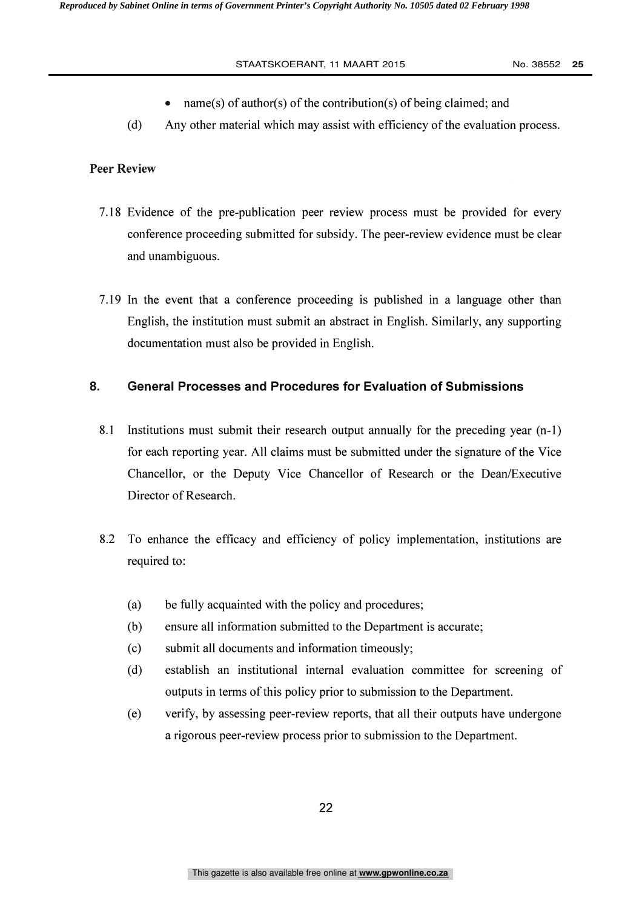- name(s) of author(s) of the contribution(s) of being claimed; and

(d) Any other material which may assist with efficiency of the evaluation process.

**Peer Review**

7.18 Evidence of the pre-publication peer review process must be provided for every conference proceeding submitted for subsidy. The peer-review evidence must be clear and unambiguous.

7.19 In the event that a conference proceeding is published in a language other than English, the institution must submit an abstract in English. Similarly, any supporting documentation must also be provided in English.

## 8. General Processes and Procedures for Evaluation of Submissions

8.1 Institutions must submit their research output annually for the preceding year (n-1) for each reporting year. All claims must be submitted under the signature of the Vice Chancellor, or the Deputy Vice Chancellor of Research or the Dean/Executive Director of Research.

8.2 To enhance the efficacy and efficiency of policy implementation, institutions are required to:

(a) be fully acquainted with the policy and procedures;

(b) ensure all information submitted to the Department is accurate;

(c) submit all documents and information timeously;

(d) establish an institutional internal evaluation committee for screening of outputs in terms of this policy prior to submission to the Department.

(e) verify, by assessing peer-review reports, that all their outputs have undergone a rigorous peer-review process prior to submission to the Department.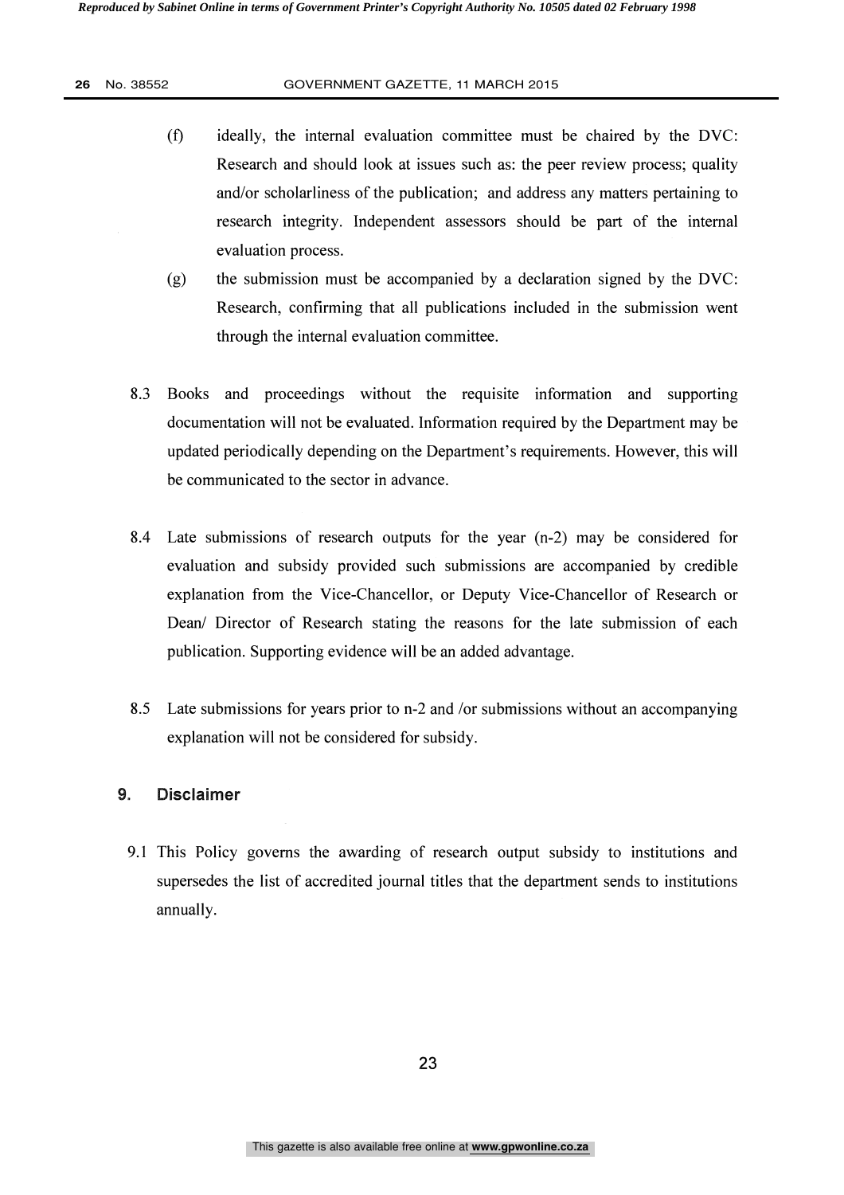(f) ideally, the internal evaluation committee must be chaired by the DVC: Research and should look at issues such as: the peer review process; quality and/or scholarliness of the publication; and address any matters pertaining to research integrity. Independent assessors should be part of the internal evaluation process.

(g) the submission must be accompanied by a declaration signed by the DVC: Research, confirming that all publications included in the submission went through the internal evaluation committee.

8.3 Books and proceedings without the requisite information and supporting documentation will not be evaluated. Information required by the Department may be updated periodically depending on the Department's requirements. However, this will be communicated to the sector in advance.

8.4 Late submissions of research outputs for the year (n-2) may be considered for evaluation and subsidy provided such submissions are accompanied by credible explanation from the Vice-Chancellor, or Deputy Vice-Chancellor of Research or Dean/ Director of Research stating the reasons for the late submission of each publication. Supporting evidence will be an added advantage.

8.5 Late submissions for years prior to n-2 and /or submissions without an accompanying explanation will not be considered for subsidy.

## 9. Disclaimer

9.1 This Policy governs the awarding of research output subsidy to institutions and supersedes the list of accredited journal titles that the department sends to institutions annually.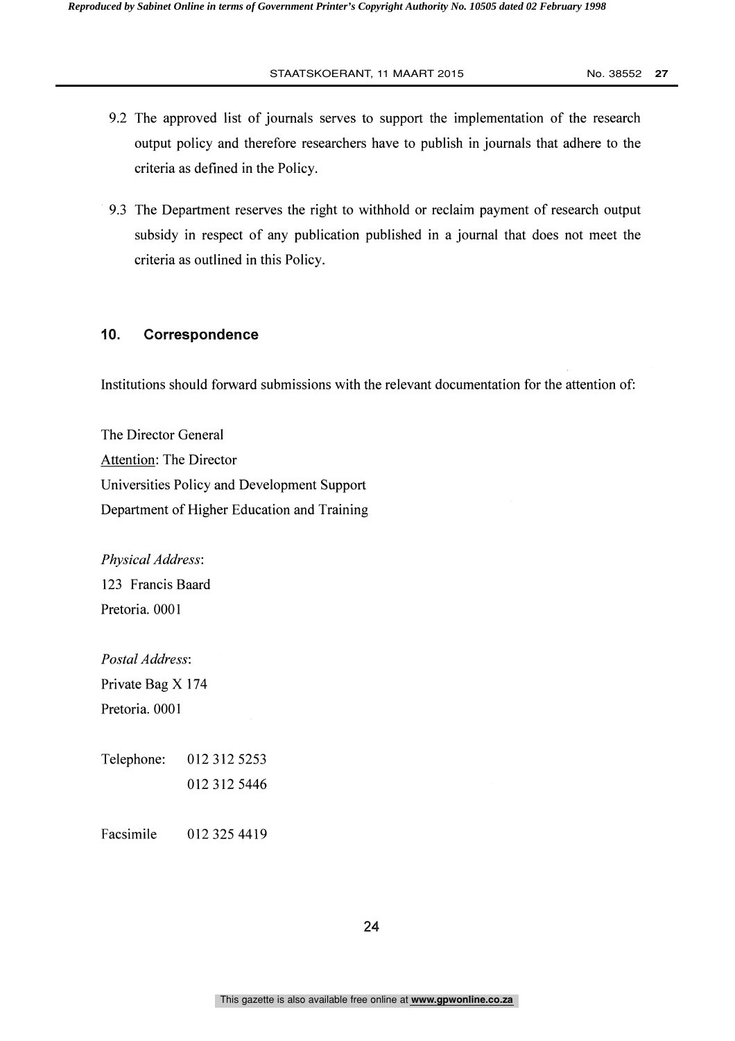9.2 The approved list of journals serves to support the implementation of the research output policy and therefore researchers have to publish in journals that adhere to the criteria as defined in the Policy.

9.3 The Department reserves the right to withhold or reclaim payment of research output subsidy in respect of any publication published in a journal that does not meet the criteria as outlined in this Policy.

## 10. Correspondence

Institutions should forward submissions with the relevant documentation for the attention of:

The Director General
Attention: The Director
Universities Policy and Development Support
Department of Higher Education and Training

*Physical Address*:
123 Francis Baard
Pretoria. 0001

*Postal Address*:
Private Bag X 174
Pretoria. 0001

Telephone: 012 312 5253
012 312 5446

Facsimile 012 325 4419